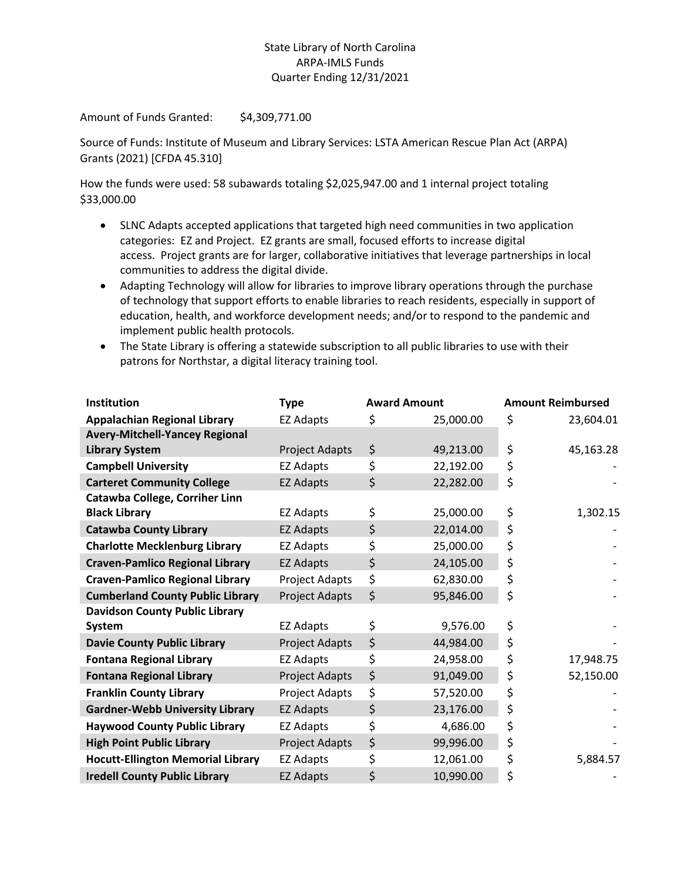State Library of North Carolina
ARPA-IMLS Funds
Quarter Ending 12/31/2021

Amount of Funds Granted: $4,309,771.00

Source of Funds: Institute of Museum and Library Services: LSTA American Rescue Plan Act (ARPA) Grants (2021) [CFDA 45.310]

How the funds were used: 58 subawards totaling $2,025,947.00 and 1 internal project totaling $33,000.00

- SLNC Adapts accepted applications that targeted high need communities in two application categories: EZ and Project. EZ grants are small, focused efforts to increase digital access. Project grants are for larger, collaborative initiatives that leverage partnerships in local communities to address the digital divide.
- Adapting Technology will allow for libraries to improve library operations through the purchase of technology that support efforts to enable libraries to reach residents, especially in support of education, health, and workforce development needs; and/or to respond to the pandemic and implement public health protocols.
- The State Library is offering a statewide subscription to all public libraries to use with their patrons for Northstar, a digital literacy training tool.

| Institution | Type | Award Amount | Amount Reimbursed |
|---|---|---|---|
| **Appalachian Regional Library** | EZ Adapts | $ 25,000.00 | $ 23,604.01 |
| **Avery-Mitchell-Yancey Regional Library System** | Project Adapts | $ 49,213.00 | $ 45,163.28 |
| **Campbell University** | EZ Adapts | $ 22,192.00 | $ - |
| **Carteret Community College** | EZ Adapts | $ 22,282.00 | $ - |
| **Catawba College, Corriher Linn Black Library** | EZ Adapts | $ 25,000.00 | $ 1,302.15 |
| **Catawba County Library** | EZ Adapts | $ 22,014.00 | $ - |
| **Charlotte Mecklenburg Library** | EZ Adapts | $ 25,000.00 | $ - |
| **Craven-Pamlico Regional Library** | EZ Adapts | $ 24,105.00 | $ - |
| **Craven-Pamlico Regional Library** | Project Adapts | $ 62,830.00 | $ - |
| **Cumberland County Public Library** | Project Adapts | $ 95,846.00 | $ - |
| **Davidson County Public Library System** | EZ Adapts | $ 9,576.00 | $ - |
| **Davie County Public Library** | Project Adapts | $ 44,984.00 | $ - |
| **Fontana Regional Library** | EZ Adapts | $ 24,958.00 | $ 17,948.75 |
| **Fontana Regional Library** | Project Adapts | $ 91,049.00 | $ 52,150.00 |
| **Franklin County Library** | Project Adapts | $ 57,520.00 | $ - |
| **Gardner-Webb University Library** | EZ Adapts | $ 23,176.00 | $ - |
| **Haywood County Public Library** | EZ Adapts | $ 4,686.00 | $ - |
| **High Point Public Library** | Project Adapts | $ 99,996.00 | $ - |
| **Hocutt-Ellington Memorial Library** | EZ Adapts | $ 12,061.00 | $ 5,884.57 |
| **Iredell County Public Library** | EZ Adapts | $ 10,990.00 | $ - |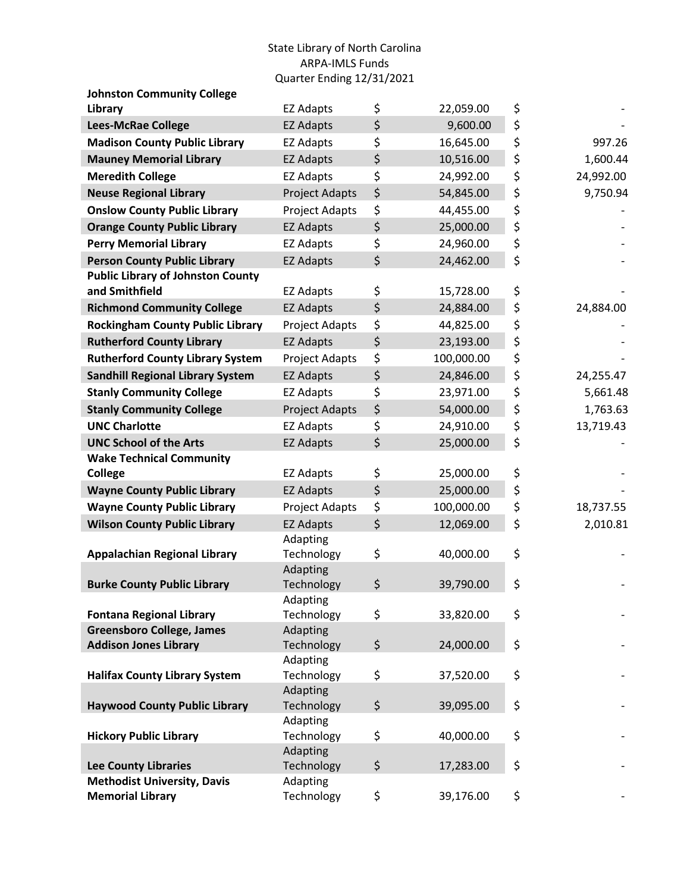State Library of North Carolina
ARPA-IMLS Funds
Quarter Ending 12/31/2021

| | | | |
|---|---|---|---|
| **Johnston Community College Library** | EZ Adapts | $ 22,059.00 | $ - |
| **Lees-McRae College** | EZ Adapts | $ 9,600.00 | $ - |
| **Madison County Public Library** | EZ Adapts | $ 16,645.00 | $ 997.26 |
| **Mauney Memorial Library** | EZ Adapts | $ 10,516.00 | $ 1,600.44 |
| **Meredith College** | EZ Adapts | $ 24,992.00 | $ 24,992.00 |
| **Neuse Regional Library** | Project Adapts | $ 54,845.00 | $ 9,750.94 |
| **Onslow County Public Library** | Project Adapts | $ 44,455.00 | $ - |
| **Orange County Public Library** | EZ Adapts | $ 25,000.00 | $ - |
| **Perry Memorial Library** | EZ Adapts | $ 24,960.00 | $ - |
| **Person County Public Library** | EZ Adapts | $ 24,462.00 | $ - |
| **Public Library of Johnston County and Smithfield** | EZ Adapts | $ 15,728.00 | $ - |
| **Richmond Community College** | EZ Adapts | $ 24,884.00 | $ 24,884.00 |
| **Rockingham County Public Library** | Project Adapts | $ 44,825.00 | $ - |
| **Rutherford County Library** | EZ Adapts | $ 23,193.00 | $ - |
| **Rutherford County Library System** | Project Adapts | $ 100,000.00 | $ - |
| **Sandhill Regional Library System** | EZ Adapts | $ 24,846.00 | $ 24,255.47 |
| **Stanly Community College** | EZ Adapts | $ 23,971.00 | $ 5,661.48 |
| **Stanly Community College** | Project Adapts | $ 54,000.00 | $ 1,763.63 |
| **UNC Charlotte** | EZ Adapts | $ 24,910.00 | $ 13,719.43 |
| **UNC School of the Arts** | EZ Adapts | $ 25,000.00 | $ - |
| **Wake Technical Community College** | EZ Adapts | $ 25,000.00 | $ - |
| **Wayne County Public Library** | EZ Adapts | $ 25,000.00 | $ - |
| **Wayne County Public Library** | Project Adapts | $ 100,000.00 | $ 18,737.55 |
| **Wilson County Public Library** | EZ Adapts | $ 12,069.00 | $ 2,010.81 |
| **Appalachian Regional Library** | Adapting Technology | $ 40,000.00 | $ - |
| **Burke County Public Library** | Adapting Technology | $ 39,790.00 | $ - |
| **Fontana Regional Library** | Adapting Technology | $ 33,820.00 | $ - |
| **Greensboro College, James Addison Jones Library** | Adapting Technology | $ 24,000.00 | $ - |
| **Halifax County Library System** | Adapting Technology | $ 37,520.00 | $ - |
| **Haywood County Public Library** | Adapting Technology | $ 39,095.00 | $ - |
| **Hickory Public Library** | Adapting Technology | $ 40,000.00 | $ - |
| **Lee County Libraries** | Adapting Technology | $ 17,283.00 | $ - |
| **Methodist University, Davis Memorial Library** | Adapting Technology | $ 39,176.00 | $ - |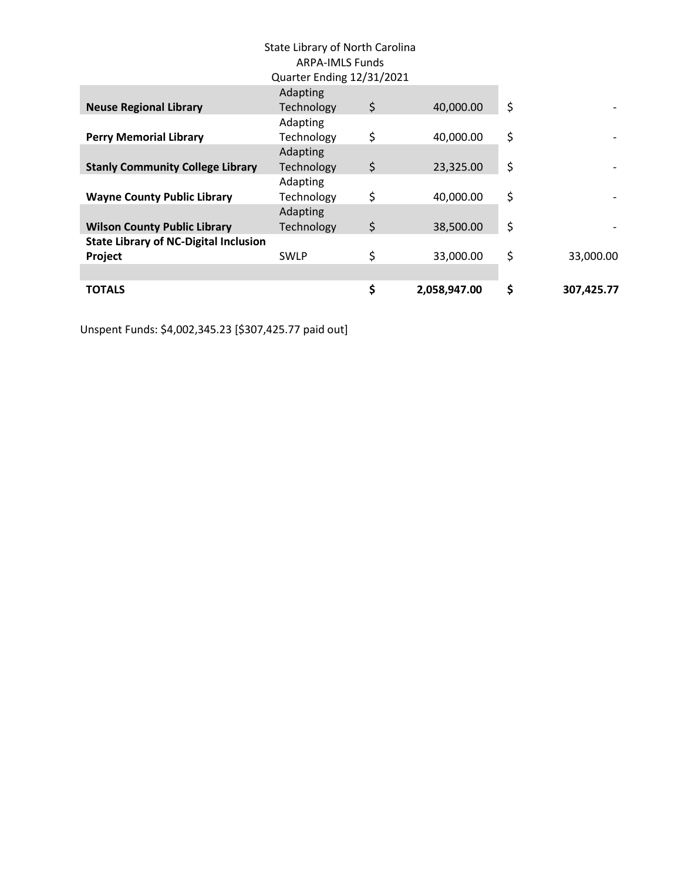State Library of North Carolina
ARPA-IMLS Funds
Quarter Ending 12/31/2021

| | | | | | |
|---|---|---|---|---|---|
| **Neuse Regional Library** | Adapting Technology | $ | 40,000.00 | $ | - |
| **Perry Memorial Library** | Adapting Technology | $ | 40,000.00 | $ | - |
| **Stanly Community College Library** | Adapting Technology | $ | 23,325.00 | $ | - |
| **Wayne County Public Library** | Adapting Technology | $ | 40,000.00 | $ | - |
| **Wilson County Public Library** | Adapting Technology | $ | 38,500.00 | $ | - |
| **State Library of NC-Digital Inclusion Project** | SWLP | $ | 33,000.00 | $ | 33,000.00 |
| | | | | | |
| **TOTALS** | | **$** | **2,058,947.00** | **$** | **307,425.77** |

Unspent Funds: $4,002,345.23 [$307,425.77 paid out]